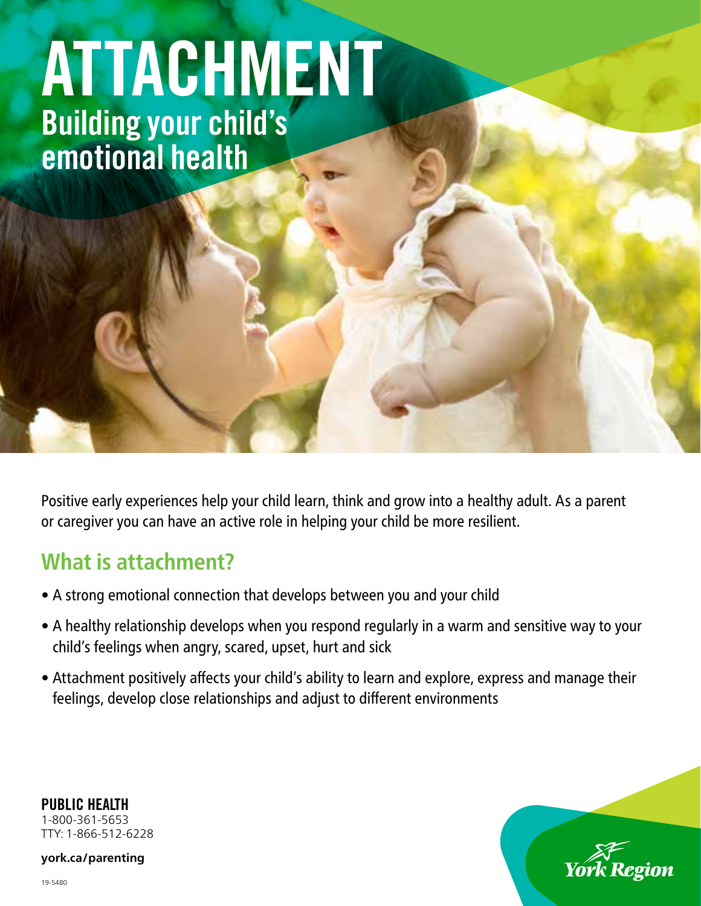# ATTACHMENT

## Building your child's emotional health

Positive early experiences help your child learn, think and grow into a healthy adult. As a parent or caregiver you can have an active role in helping your child be more resilient.

## What is attachment?

- A strong emotional connection that develops between you and your child
- A healthy relationship develops when you respond regularly in a warm and sensitive way to your child's feelings when angry, scared, upset, hurt and sick
- Attachment positively affects your child's ability to learn and explore, express and manage their feelings, develop close relationships and adjust to different environments

**PUBLIC HEALTH**
1-800-361-5653
TTY: 1-866-512-6228

**york.ca/parenting**

York Region

19-5480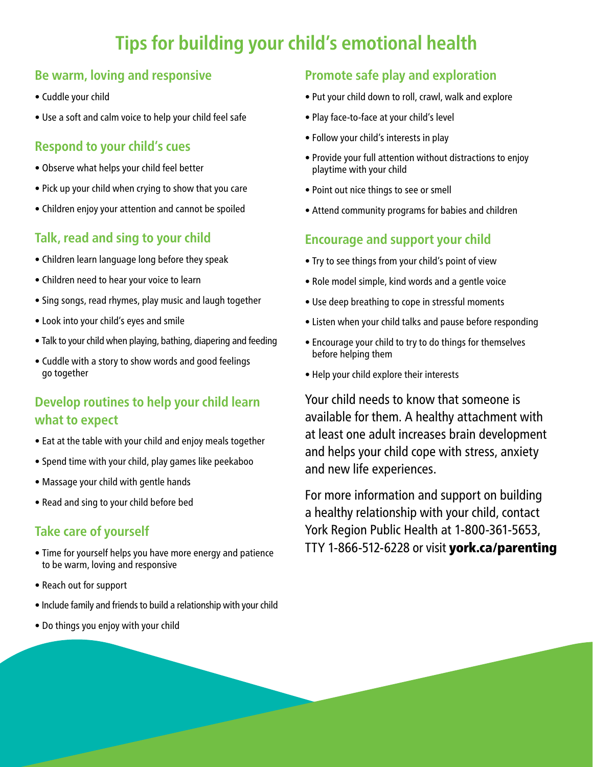# Tips for building your child's emotional health

## Be warm, loving and responsive

- Cuddle your child
- Use a soft and calm voice to help your child feel safe

## Respond to your child's cues

- Observe what helps your child feel better
- Pick up your child when crying to show that you care
- Children enjoy your attention and cannot be spoiled

## Talk, read and sing to your child

- Children learn language long before they speak
- Children need to hear your voice to learn
- Sing songs, read rhymes, play music and laugh together
- Look into your child's eyes and smile
- Talk to your child when playing, bathing, diapering and feeding
- Cuddle with a story to show words and good feelings go together

## Develop routines to help your child learn what to expect

- Eat at the table with your child and enjoy meals together
- Spend time with your child, play games like peekaboo
- Massage your child with gentle hands
- Read and sing to your child before bed

## Take care of yourself

- Time for yourself helps you have more energy and patience to be warm, loving and responsive
- Reach out for support
- Include family and friends to build a relationship with your child
- Do things you enjoy with your child

## Promote safe play and exploration

- Put your child down to roll, crawl, walk and explore
- Play face-to-face at your child's level
- Follow your child's interests in play
- Provide your full attention without distractions to enjoy playtime with your child
- Point out nice things to see or smell
- Attend community programs for babies and children

## Encourage and support your child

- Try to see things from your child's point of view
- Role model simple, kind words and a gentle voice
- Use deep breathing to cope in stressful moments
- Listen when your child talks and pause before responding
- Encourage your child to try to do things for themselves before helping them
- Help your child explore their interests

Your child needs to know that someone is available for them. A healthy attachment with at least one adult increases brain development and helps your child cope with stress, anxiety and new life experiences.

For more information and support on building a healthy relationship with your child, contact York Region Public Health at 1-800-361-5653, TTY 1-866-512-6228 or visit **york.ca/parenting**